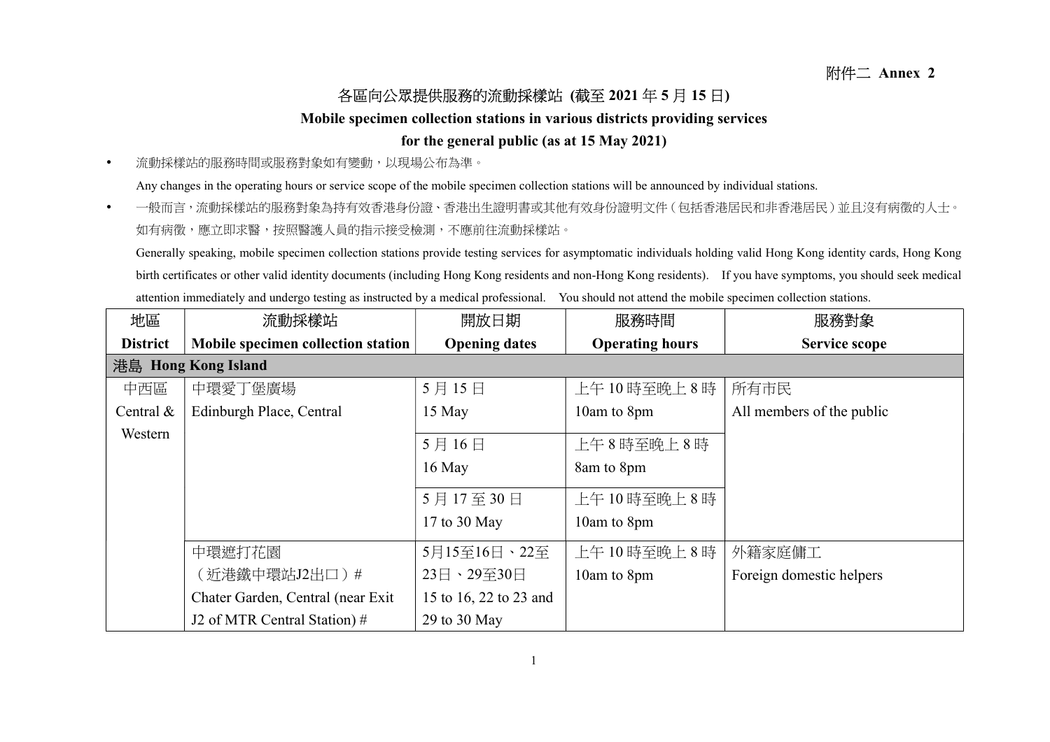附件二 **Annex 2**

## 各區向公眾提供服務的流動採樣站 (截至 2021 年 5 月 15 日)

## Mobile specimen collection stations in various districts providing services for the general public (as at 15 May 2021)

- 流動採樣站的服務時間或服務對象如有變動，以現場公布為準。

  Any changes in the operating hours or service scope of the mobile specimen collection stations will be announced by individual stations.

- 一般而言，流動採樣站的服務對象為持有效香港身份證、香港出生證明書或其他有效身份證明文件（包括香港居民和非香港居民）並且沒有病徵的人士。如有病徵，應立即求醫，按照醫護人員的指示接受檢測，不應前往流動採樣站。

  Generally speaking, mobile specimen collection stations provide testing services for asymptomatic individuals holding valid Hong Kong identity cards, Hong Kong birth certificates or other valid identity documents (including Hong Kong residents and non-Hong Kong residents). If you have symptoms, you should seek medical attention immediately and undergo testing as instructed by a medical professional. You should not attend the mobile specimen collection stations.

| 地區<br>**District** | 流動採樣站<br>**Mobile specimen collection station** | 開放日期<br>**Opening dates** | 服務時間<br>**Operating hours** | 服務對象<br>**Service scope** |
|---|---|---|---|---|
| **港島 Hong Kong Island** | | | | |
| 中西區<br>Central & Western | 中環愛丁堡廣場<br>Edinburgh Place, Central | 5 月 15 日<br>15 May | 上午 10 時至晚上 8 時<br>10am to 8pm | 所有市民<br>All members of the public |
| | | 5 月 16 日<br>16 May | 上午 8 時至晚上 8 時<br>8am to 8pm | |
| | | 5 月 17 至 30 日<br>17 to 30 May | 上午 10 時至晚上 8 時<br>10am to 8pm | |
| | 中環遮打花園<br>（近港鐵中環站J2出口）#<br>Chater Garden, Central (near Exit J2 of MTR Central Station) # | 5月15至16日、22至23日、29至30日<br>15 to 16, 22 to 23 and 29 to 30 May | 上午 10 時至晚上 8 時<br>10am to 8pm | 外籍家庭傭工<br>Foreign domestic helpers |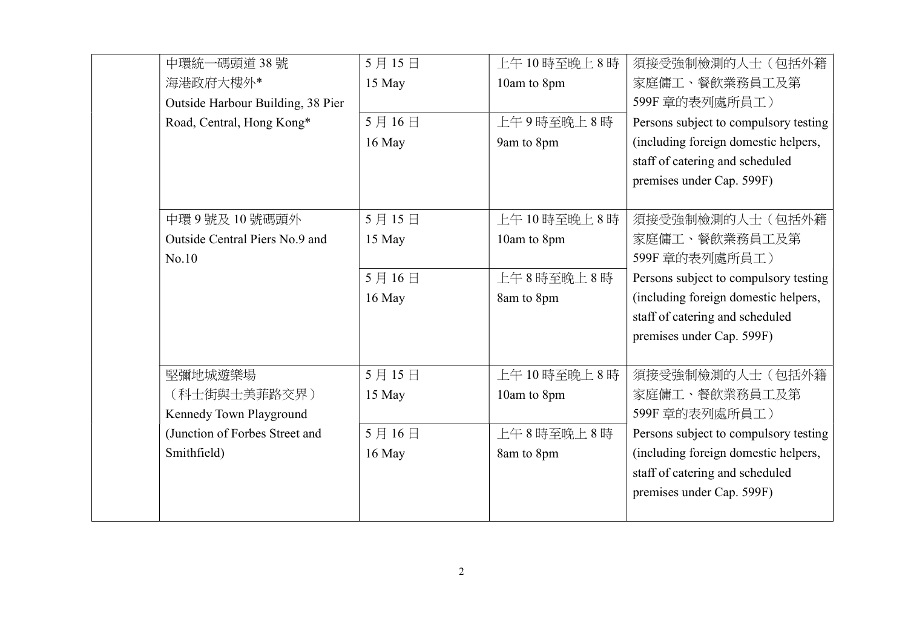| | | | | |
|---|---|---|---|---|
| | 中環統一碼頭道 38 號<br>海港政府大樓外*<br>Outside Harbour Building, 38 Pier Road, Central, Hong Kong* | 5 月 15 日<br>15 May | 上午 10 時至晚上 8 時<br>10am to 8pm | 須接受強制檢測的人士（包括外籍家庭傭工、餐飲業務員工及第 599F 章的表列處所員工）<br>Persons subject to compulsory testing (including foreign domestic helpers, staff of catering and scheduled premises under Cap. 599F) |
| | | 5 月 16 日<br>16 May | 上午 9 時至晚上 8 時<br>9am to 8pm | |
| | 中環 9 號及 10 號碼頭外<br>Outside Central Piers No.9 and No.10 | 5 月 15 日<br>15 May | 上午 10 時至晚上 8 時<br>10am to 8pm | 須接受強制檢測的人士（包括外籍家庭傭工、餐飲業務員工及第 599F 章的表列處所員工）<br>Persons subject to compulsory testing (including foreign domestic helpers, staff of catering and scheduled premises under Cap. 599F) |
| | | 5 月 16 日<br>16 May | 上午 8 時至晚上 8 時<br>8am to 8pm | |
| | 堅彌地城遊樂場<br>（科士街與士美菲路交界）<br>Kennedy Town Playground<br>(Junction of Forbes Street and Smithfield) | 5 月 15 日<br>15 May | 上午 10 時至晚上 8 時<br>10am to 8pm | 須接受強制檢測的人士（包括外籍家庭傭工、餐飲業務員工及第 599F 章的表列處所員工）<br>Persons subject to compulsory testing (including foreign domestic helpers, staff of catering and scheduled premises under Cap. 599F) |
| | | 5 月 16 日<br>16 May | 上午 8 時至晚上 8 時<br>8am to 8pm | |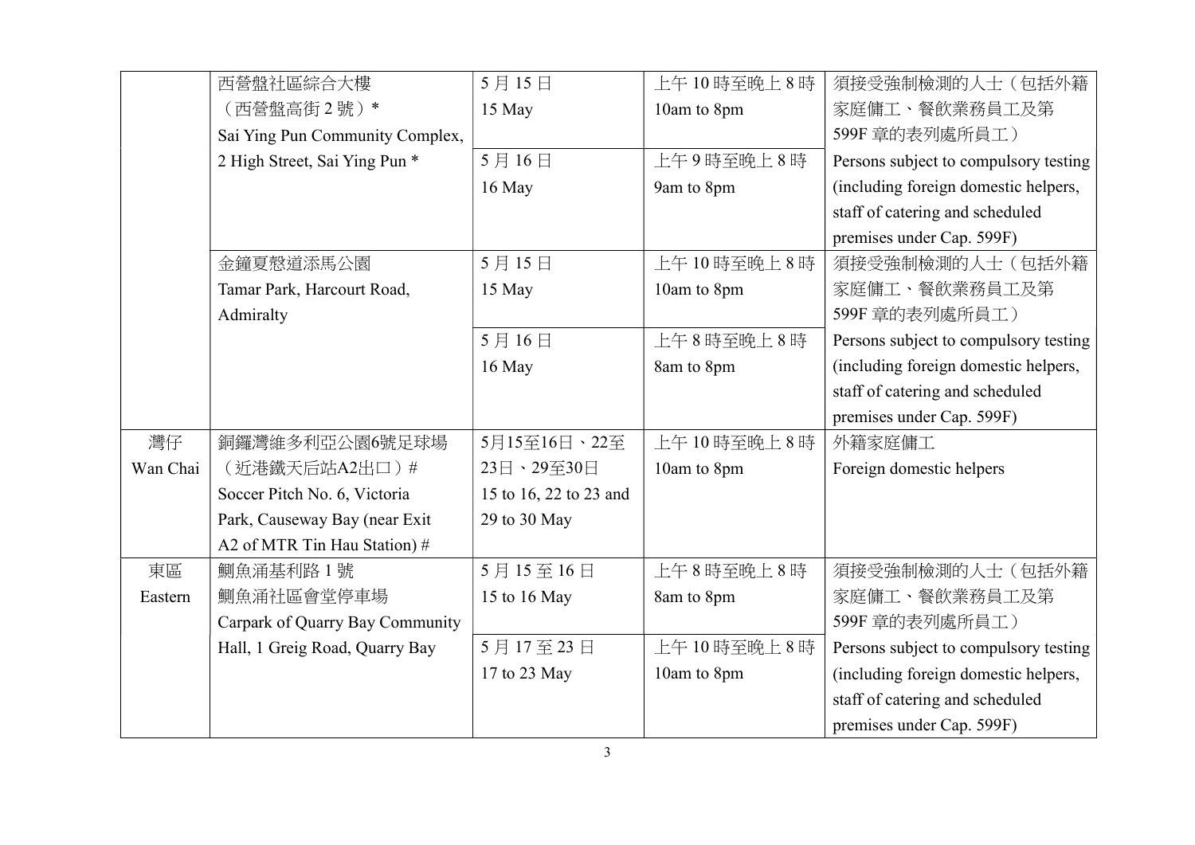| | | | | |
|---|---|---|---|---|
| | 西營盤社區綜合大樓（西營盤高街 2 號）* Sai Ying Pun Community Complex, 2 High Street, Sai Ying Pun * | 5 月 15 日 15 May | 上午 10 時至晚上 8 時 10am to 8pm | 須接受強制檢測的人士（包括外籍家庭傭工、餐飲業務員工及第 599F 章的表列處所員工） Persons subject to compulsory testing (including foreign domestic helpers, staff of catering and scheduled premises under Cap. 599F) |
| | | 5 月 16 日 16 May | 上午 9 時至晚上 8 時 9am to 8pm | |
| | 金鐘夏慤道添馬公園 Tamar Park, Harcourt Road, Admiralty | 5 月 15 日 15 May | 上午 10 時至晚上 8 時 10am to 8pm | 須接受強制檢測的人士（包括外籍家庭傭工、餐飲業務員工及第 599F 章的表列處所員工） Persons subject to compulsory testing (including foreign domestic helpers, staff of catering and scheduled premises under Cap. 599F) |
| | | 5 月 16 日 16 May | 上午 8 時至晚上 8 時 8am to 8pm | |
| 灣仔 Wan Chai | 銅鑼灣維多利亞公園6號足球場（近港鐵天后站A2出口）# Soccer Pitch No. 6, Victoria Park, Causeway Bay (near Exit A2 of MTR Tin Hau Station) # | 5月15至16日、22至23日、29至30日 15 to 16, 22 to 23 and 29 to 30 May | 上午 10 時至晚上 8 時 10am to 8pm | 外籍家庭傭工 Foreign domestic helpers |
| 東區 Eastern | 鰂魚涌基利路 1 號鰂魚涌社區會堂停車場 Carpark of Quarry Bay Community Hall, 1 Greig Road, Quarry Bay | 5 月 15 至 16 日 15 to 16 May | 上午 8 時至晚上 8 時 8am to 8pm | 須接受強制檢測的人士（包括外籍家庭傭工、餐飲業務員工及第 599F 章的表列處所員工） Persons subject to compulsory testing (including foreign domestic helpers, staff of catering and scheduled premises under Cap. 599F) |
| | | 5 月 17 至 23 日 17 to 23 May | 上午 10 時至晚上 8 時 10am to 8pm | |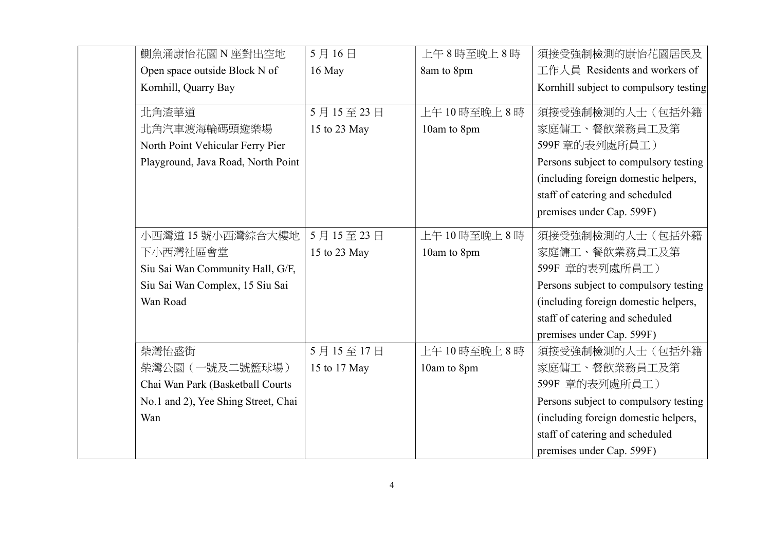| | 鰂魚涌康怡花園 N 座對出空地 Open space outside Block N of Kornhill, Quarry Bay | 5 月 16 日 16 May | 上午 8 時至晚上 8 時 8am to 8pm | 須接受強制檢測的康怡花園居民及工作人員 Residents and workers of Kornhill subject to compulsory testing |
|---|---|---|---|---|
| | 北角渣華道 北角汽車渡海輪碼頭遊樂場 North Point Vehicular Ferry Pier Playground, Java Road, North Point | 5 月 15 至 23 日 15 to 23 May | 上午 10 時至晚上 8 時 10am to 8pm | 須接受強制檢測的人士（包括外籍家庭傭工、餐飲業務員工及第 599F 章的表列處所員工） Persons subject to compulsory testing (including foreign domestic helpers, staff of catering and scheduled premises under Cap. 599F) |
| | 小西灣道 15 號小西灣綜合大樓地下小西灣社區會堂 Siu Sai Wan Community Hall, G/F, Siu Sai Wan Complex, 15 Siu Sai Wan Road | 5 月 15 至 23 日 15 to 23 May | 上午 10 時至晚上 8 時 10am to 8pm | 須接受強制檢測的人士（包括外籍家庭傭工、餐飲業務員工及第 599F 章的表列處所員工） Persons subject to compulsory testing (including foreign domestic helpers, staff of catering and scheduled premises under Cap. 599F) |
| | 柴灣怡盛街 柴灣公園（一號及二號籃球場） Chai Wan Park (Basketball Courts No.1 and 2), Yee Shing Street, Chai Wan | 5 月 15 至 17 日 15 to 17 May | 上午 10 時至晚上 8 時 10am to 8pm | 須接受強制檢測的人士（包括外籍家庭傭工、餐飲業務員工及第 599F 章的表列處所員工） Persons subject to compulsory testing (including foreign domestic helpers, staff of catering and scheduled premises under Cap. 599F) |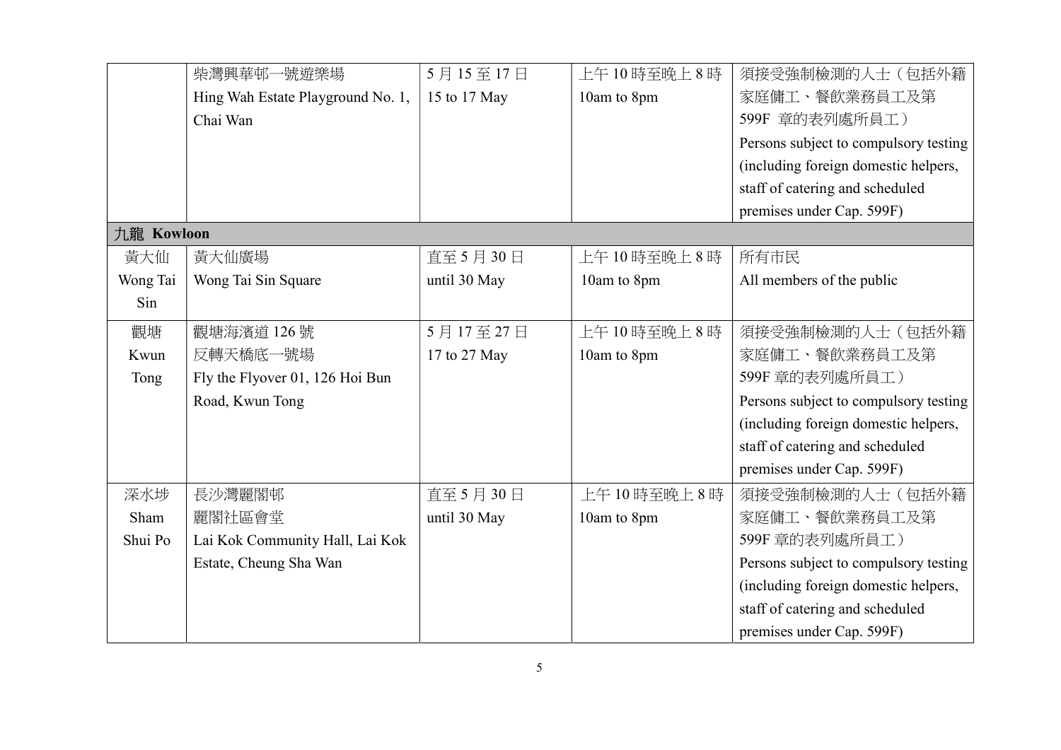| | | | | |
|---|---|---|---|---|
| | 柴灣興華邨一號遊樂場<br>Hing Wah Estate Playground No. 1, Chai Wan | 5 月 15 至 17 日<br>15 to 17 May | 上午 10 時至晚上 8 時<br>10am to 8pm | 須接受強制檢測的人士（包括外籍家庭傭工、餐飲業務員工及第 599F 章的表列處所員工）<br>Persons subject to compulsory testing (including foreign domestic helpers, staff of catering and scheduled premises under Cap. 599F) |
| **九龍 Kowloon** | | | | |
| 黃大仙<br>Wong Tai Sin | 黃大仙廣場<br>Wong Tai Sin Square | 直至 5 月 30 日<br>until 30 May | 上午 10 時至晚上 8 時<br>10am to 8pm | 所有市民<br>All members of the public |
| 觀塘<br>Kwun Tong | 觀塘海濱道 126 號<br>反轉天橋底一號場<br>Fly the Flyover 01, 126 Hoi Bun Road, Kwun Tong | 5 月 17 至 27 日<br>17 to 27 May | 上午 10 時至晚上 8 時<br>10am to 8pm | 須接受強制檢測的人士（包括外籍家庭傭工、餐飲業務員工及第 599F 章的表列處所員工）<br>Persons subject to compulsory testing (including foreign domestic helpers, staff of catering and scheduled premises under Cap. 599F) |
| 深水埗<br>Sham Shui Po | 長沙灣麗閣邨<br>麗閣社區會堂<br>Lai Kok Community Hall, Lai Kok Estate, Cheung Sha Wan | 直至 5 月 30 日<br>until 30 May | 上午 10 時至晚上 8 時<br>10am to 8pm | 須接受強制檢測的人士（包括外籍家庭傭工、餐飲業務員工及第 599F 章的表列處所員工）<br>Persons subject to compulsory testing (including foreign domestic helpers, staff of catering and scheduled premises under Cap. 599F) |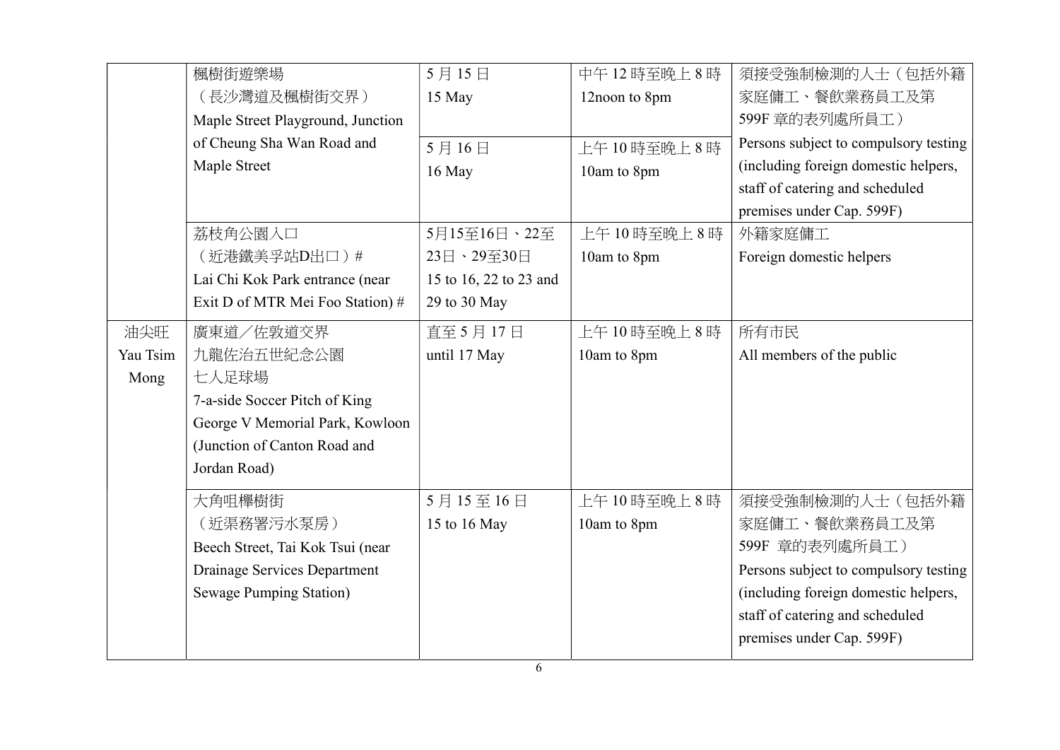| | | | | |
|---|---|---|---|---|
| | 楓樹街遊樂場<br>（長沙灣道及楓樹街交界）<br>Maple Street Playground, Junction of Cheung Sha Wan Road and Maple Street | 5 月 15 日<br>15 May | 中午 12 時至晚上 8 時<br>12noon to 8pm | 須接受強制檢測的人士（包括外籍家庭傭工、餐飲業務員工及第 599F 章的表列處所員工）<br>Persons subject to compulsory testing (including foreign domestic helpers, staff of catering and scheduled premises under Cap. 599F) |
| | | 5 月 16 日<br>16 May | 上午 10 時至晚上 8 時<br>10am to 8pm | |
| | 荔枝角公園入口<br>（近港鐵美孚站D出口）#<br>Lai Chi Kok Park entrance (near Exit D of MTR Mei Foo Station) # | 5月15至16日、22至23日、29至30日<br>15 to 16, 22 to 23 and 29 to 30 May | 上午 10 時至晚上 8 時<br>10am to 8pm | 外籍家庭傭工<br>Foreign domestic helpers |
| 油尖旺<br>Yau Tsim Mong | 廣東道／佐敦道交界<br>九龍佐治五世紀念公園<br>七人足球場<br>7-a-side Soccer Pitch of King George V Memorial Park, Kowloon (Junction of Canton Road and Jordan Road) | 直至 5 月 17 日<br>until 17 May | 上午 10 時至晚上 8 時<br>10am to 8pm | 所有市民<br>All members of the public |
| | 大角咀櫸樹街<br>（近渠務署污水泵房）<br>Beech Street, Tai Kok Tsui (near Drainage Services Department Sewage Pumping Station) | 5 月 15 至 16 日<br>15 to 16 May | 上午 10 時至晚上 8 時<br>10am to 8pm | 須接受強制檢測的人士（包括外籍家庭傭工、餐飲業務員工及第 599F 章的表列處所員工）<br>Persons subject to compulsory testing (including foreign domestic helpers, staff of catering and scheduled premises under Cap. 599F) |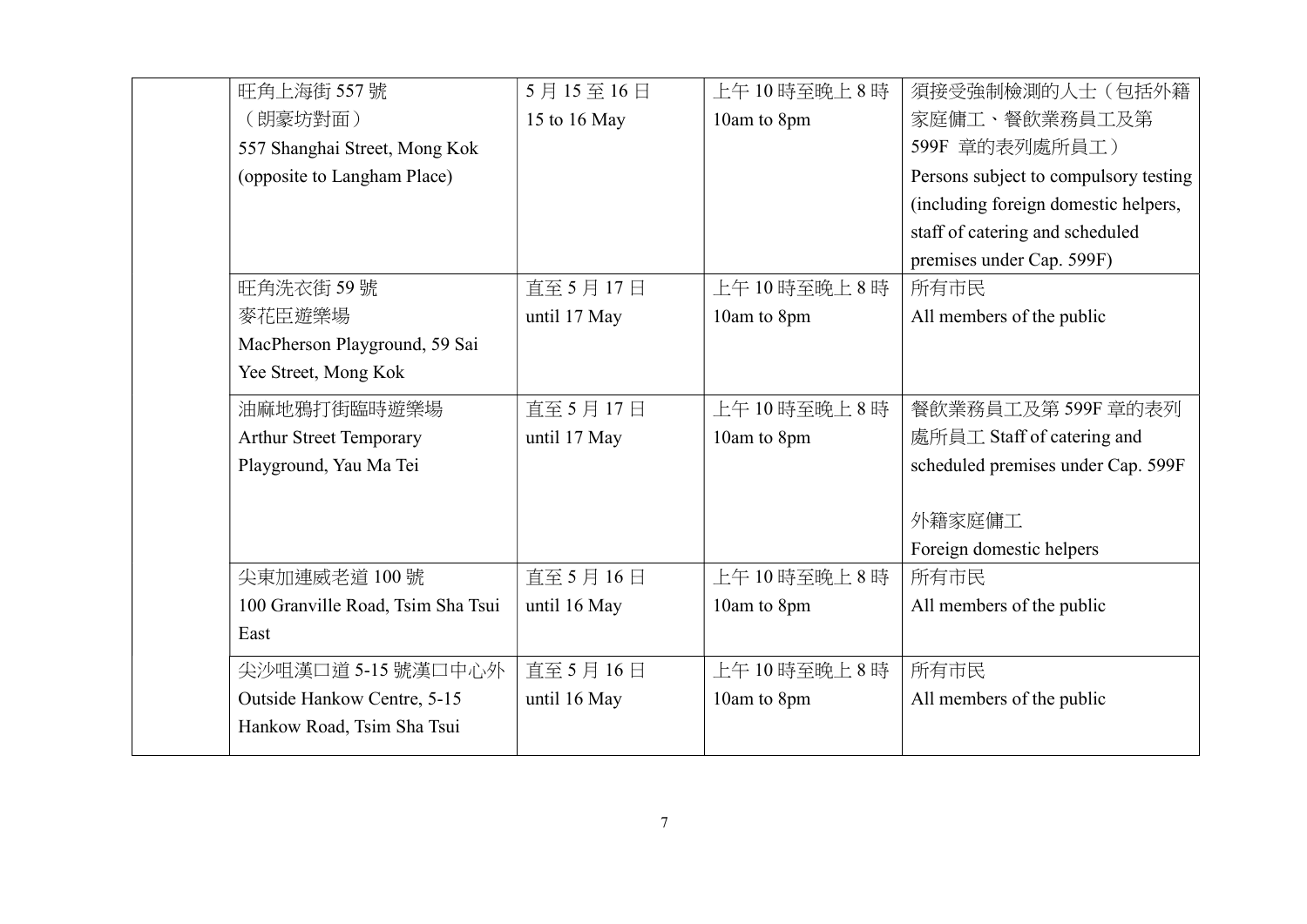| | | | | |
|---|---|---|---|---|
| | 旺角上海街 557 號<br>（朗豪坊對面）<br>557 Shanghai Street, Mong Kok<br>(opposite to Langham Place) | 5 月 15 至 16 日<br>15 to 16 May | 上午 10 時至晚上 8 時<br>10am to 8pm | 須接受強制檢測的人士（包括外籍家庭傭工、餐飲業務員工及第 599F 章的表列處所員工）<br>Persons subject to compulsory testing (including foreign domestic helpers, staff of catering and scheduled premises under Cap. 599F) |
| | 旺角洗衣街 59 號<br>麥花臣遊樂場<br>MacPherson Playground, 59 Sai Yee Street, Mong Kok | 直至 5 月 17 日<br>until 17 May | 上午 10 時至晚上 8 時<br>10am to 8pm | 所有市民<br>All members of the public |
| | 油麻地鴉打街臨時遊樂場<br>Arthur Street Temporary Playground, Yau Ma Tei | 直至 5 月 17 日<br>until 17 May | 上午 10 時至晚上 8 時<br>10am to 8pm | 餐飲業務員工及第 599F 章的表列處所員工 Staff of catering and scheduled premises under Cap. 599F<br><br>外籍家庭傭工<br>Foreign domestic helpers |
| | 尖東加連威老道 100 號<br>100 Granville Road, Tsim Sha Tsui East | 直至 5 月 16 日<br>until 16 May | 上午 10 時至晚上 8 時<br>10am to 8pm | 所有市民<br>All members of the public |
| | 尖沙咀漢口道 5-15 號漢口中心外<br>Outside Hankow Centre, 5-15 Hankow Road, Tsim Sha Tsui | 直至 5 月 16 日<br>until 16 May | 上午 10 時至晚上 8 時<br>10am to 8pm | 所有市民<br>All members of the public |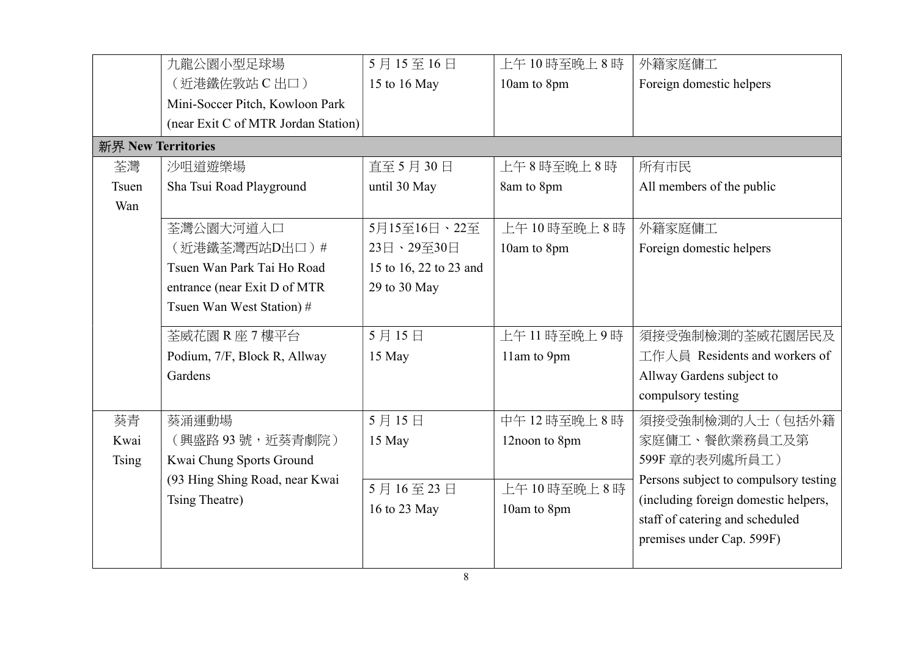| | | | | |
|---|---|---|---|---|
| | 九龍公園小型足球場<br>（近港鐵佐敦站 C 出口）<br>Mini-Soccer Pitch, Kowloon Park<br>(near Exit C of MTR Jordan Station) | 5 月 15 至 16 日<br>15 to 16 May | 上午 10 時至晚上 8 時<br>10am to 8pm | 外籍家庭傭工<br>Foreign domestic helpers |
| **新界 New Territories** | | | | |
| 荃灣<br>Tsuen Wan | 沙咀道遊樂場<br>Sha Tsui Road Playground | 直至 5 月 30 日<br>until 30 May | 上午 8 時至晚上 8 時<br>8am to 8pm | 所有市民<br>All members of the public |
| | 荃灣公園大河道入口<br>（近港鐵荃灣西站D出口）#<br>Tsuen Wan Park Tai Ho Road entrance (near Exit D of MTR Tsuen Wan West Station) # | 5月15至16日、22至23日、29至30日<br>15 to 16, 22 to 23 and 29 to 30 May | 上午 10 時至晚上 8 時<br>10am to 8pm | 外籍家庭傭工<br>Foreign domestic helpers |
| | 荃威花園 R 座 7 樓平台<br>Podium, 7/F, Block R, Allway Gardens | 5 月 15 日<br>15 May | 上午 11 時至晚上 9 時<br>11am to 9pm | 須接受強制檢測的荃威花園居民及工作人員 Residents and workers of Allway Gardens subject to compulsory testing |
| 葵青<br>Kwai Tsing | 葵涌運動場<br>（興盛路 93 號，近葵青劇院）<br>Kwai Chung Sports Ground<br>(93 Hing Shing Road, near Kwai Tsing Theatre) | 5 月 15 日<br>15 May | 中午 12 時至晚上 8 時<br>12noon to 8pm | 須接受強制檢測的人士（包括外籍家庭傭工、餐飲業務員工及第 599F 章的表列處所員工）<br>Persons subject to compulsory testing (including foreign domestic helpers, staff of catering and scheduled premises under Cap. 599F) |
| | | 5 月 16 至 23 日<br>16 to 23 May | 上午 10 時至晚上 8 時<br>10am to 8pm | |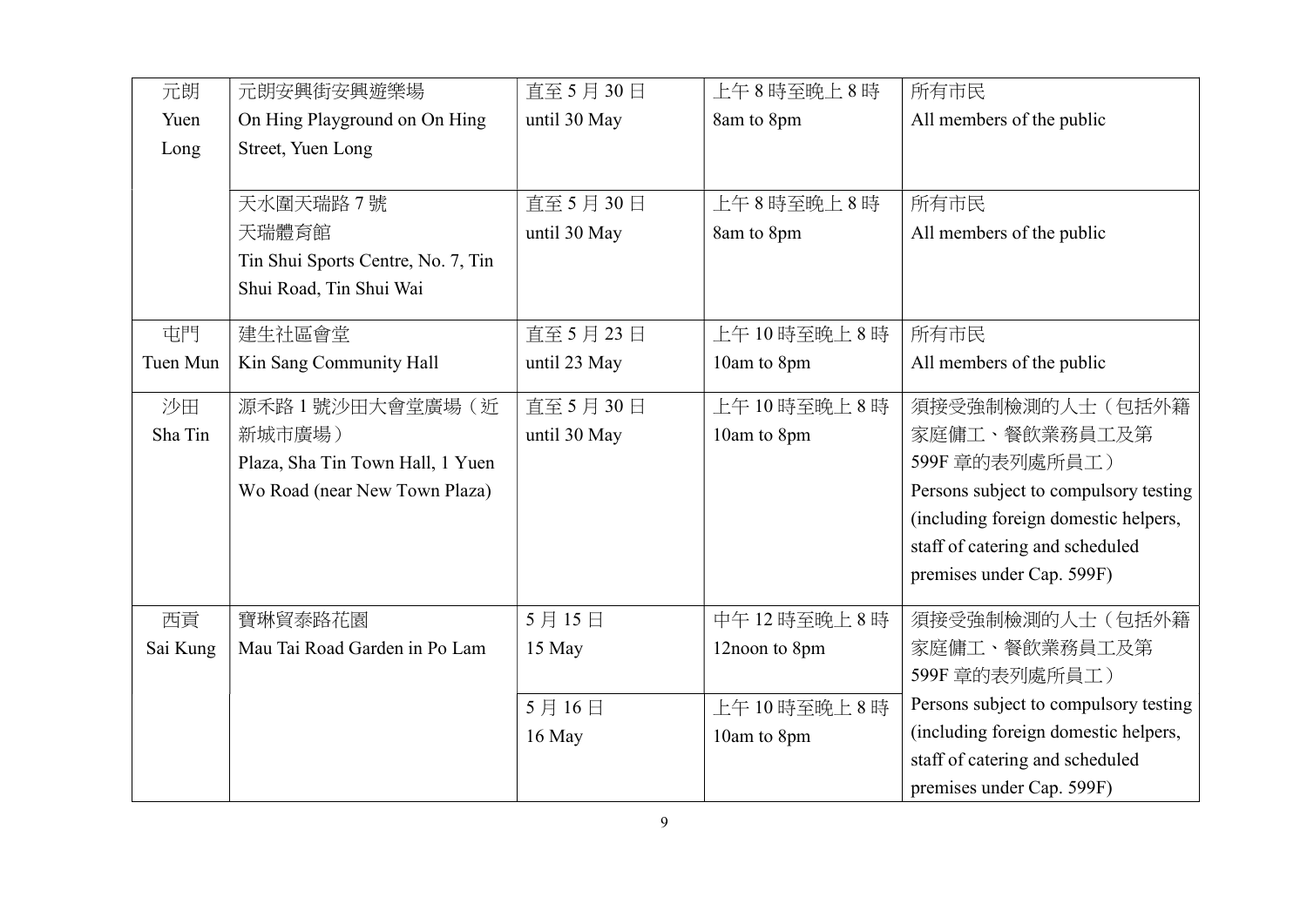| 元朗<br>Yuen Long | 元朗安興街安興遊樂場<br>On Hing Playground on On Hing Street, Yuen Long | 直至 5 月 30 日<br>until 30 May | 上午 8 時至晚上 8 時<br>8am to 8pm | 所有市民<br>All members of the public |
|---|---|---|---|---|
| | 天水圍天瑞路 7 號<br>天瑞體育館<br>Tin Shui Sports Centre, No. 7, Tin Shui Road, Tin Shui Wai | 直至 5 月 30 日<br>until 30 May | 上午 8 時至晚上 8 時<br>8am to 8pm | 所有市民<br>All members of the public |
| 屯門<br>Tuen Mun | 建生社區會堂<br>Kin Sang Community Hall | 直至 5 月 23 日<br>until 23 May | 上午 10 時至晚上 8 時<br>10am to 8pm | 所有市民<br>All members of the public |
| 沙田<br>Sha Tin | 源禾路 1 號沙田大會堂廣場（近新城市廣場）<br>Plaza, Sha Tin Town Hall, 1 Yuen Wo Road (near New Town Plaza) | 直至 5 月 30 日<br>until 30 May | 上午 10 時至晚上 8 時<br>10am to 8pm | 須接受強制檢測的人士（包括外籍家庭傭工、餐飲業務員工及第 599F 章的表列處所員工）<br>Persons subject to compulsory testing (including foreign domestic helpers, staff of catering and scheduled premises under Cap. 599F) |
| 西貢<br>Sai Kung | 寶琳貿泰路花園<br>Mau Tai Road Garden in Po Lam | 5 月 15 日<br>15 May | 中午 12 時至晚上 8 時<br>12noon to 8pm | 須接受強制檢測的人士（包括外籍家庭傭工、餐飲業務員工及第 599F 章的表列處所員工）<br>Persons subject to compulsory testing (including foreign domestic helpers, staff of catering and scheduled premises under Cap. 599F) |
| | | 5 月 16 日<br>16 May | 上午 10 時至晚上 8 時<br>10am to 8pm | |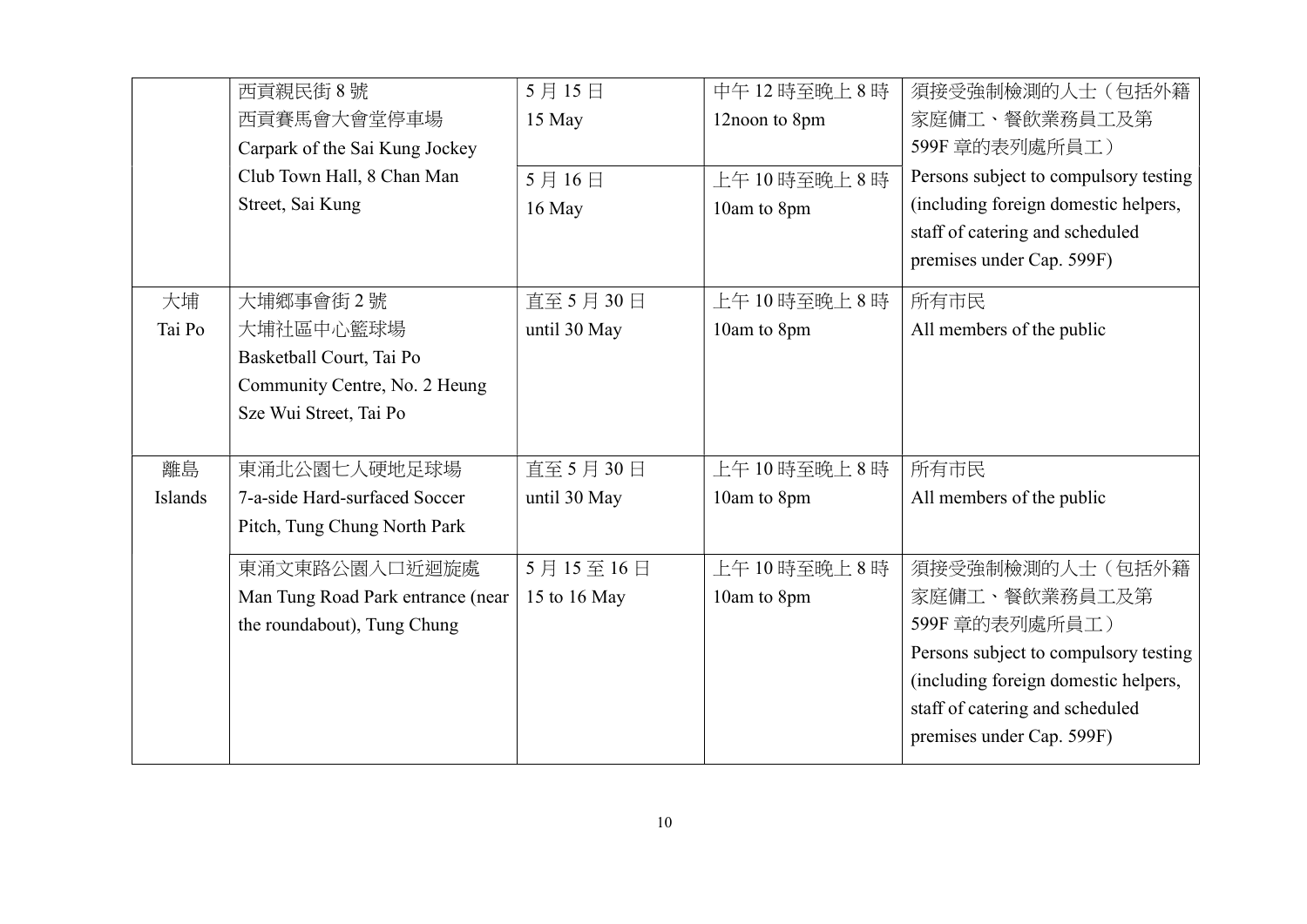| | | | | |
|---|---|---|---|---|
| | 西貢親民街 8 號<br>西貢賽馬會大會堂停車場<br>Carpark of the Sai Kung Jockey Club Town Hall, 8 Chan Man Street, Sai Kung | 5 月 15 日<br>15 May | 中午 12 時至晚上 8 時<br>12noon to 8pm | 須接受強制檢測的人士（包括外籍家庭傭工、餐飲業務員工及第 599F 章的表列處所員工）<br>Persons subject to compulsory testing (including foreign domestic helpers, staff of catering and scheduled premises under Cap. 599F) |
| | | 5 月 16 日<br>16 May | 上午 10 時至晚上 8 時<br>10am to 8pm | |
| 大埔<br>Tai Po | 大埔鄉事會街 2 號<br>大埔社區中心籃球場<br>Basketball Court, Tai Po Community Centre, No. 2 Heung Sze Wui Street, Tai Po | 直至 5 月 30 日<br>until 30 May | 上午 10 時至晚上 8 時<br>10am to 8pm | 所有市民<br>All members of the public |
| 離島<br>Islands | 東涌北公園七人硬地足球場<br>7-a-side Hard-surfaced Soccer Pitch, Tung Chung North Park | 直至 5 月 30 日<br>until 30 May | 上午 10 時至晚上 8 時<br>10am to 8pm | 所有市民<br>All members of the public |
| | 東涌文東路公園入口近迴旋處<br>Man Tung Road Park entrance (near the roundabout), Tung Chung | 5 月 15 至 16 日<br>15 to 16 May | 上午 10 時至晚上 8 時<br>10am to 8pm | 須接受強制檢測的人士（包括外籍家庭傭工、餐飲業務員工及第 599F 章的表列處所員工）<br>Persons subject to compulsory testing (including foreign domestic helpers, staff of catering and scheduled premises under Cap. 599F) |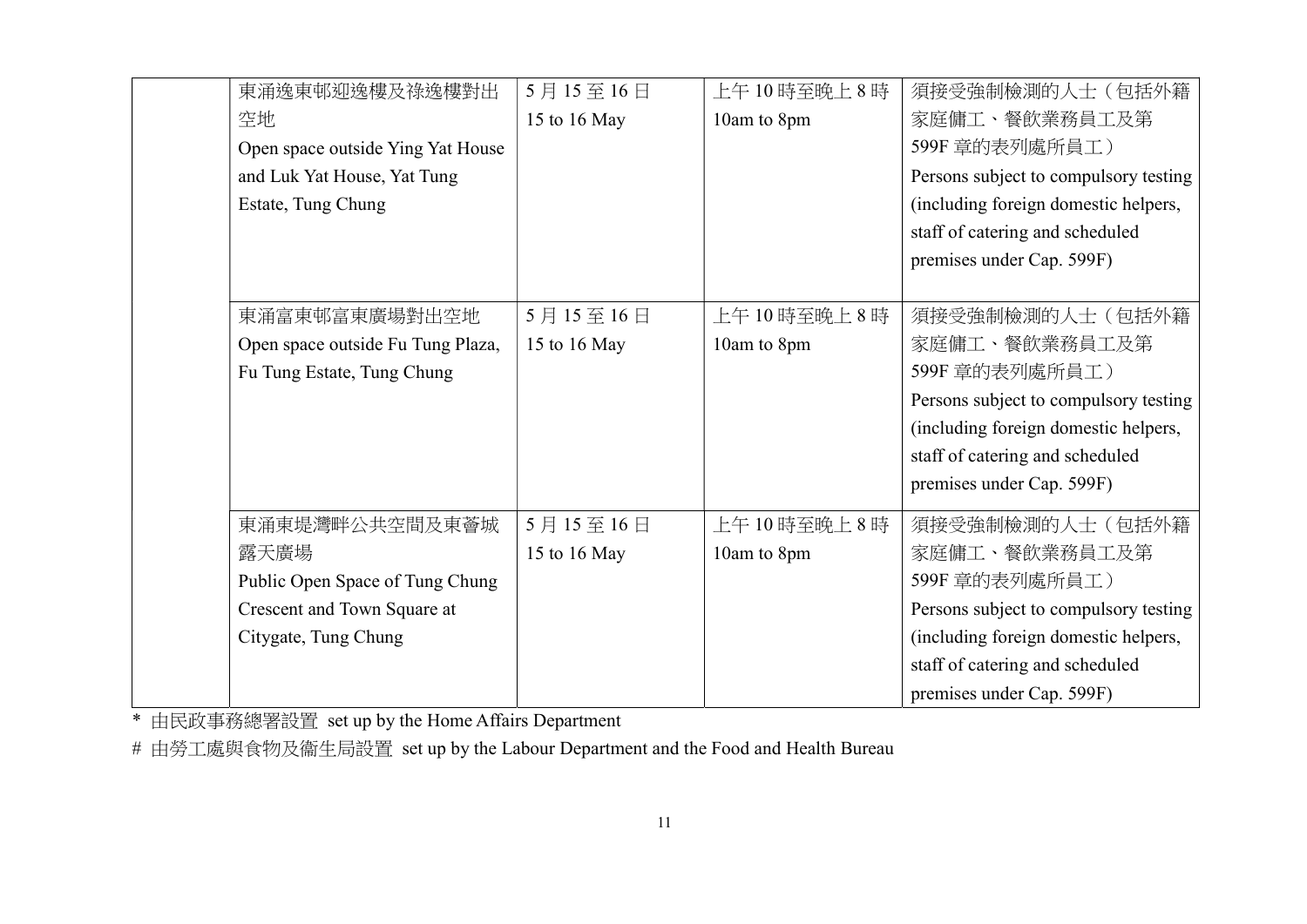| | | | | |
|---|---|---|---|---|
| | 東涌逸東邨迎逸樓及祿逸樓對出空地<br>Open space outside Ying Yat House and Luk Yat House, Yat Tung Estate, Tung Chung | 5 月 15 至 16 日<br>15 to 16 May | 上午 10 時至晚上 8 時<br>10am to 8pm | 須接受強制檢測的人士（包括外籍家庭傭工、餐飲業務員工及第 599F 章的表列處所員工）<br>Persons subject to compulsory testing (including foreign domestic helpers, staff of catering and scheduled premises under Cap. 599F) |
| | 東涌富東邨富東廣場對出空地<br>Open space outside Fu Tung Plaza, Fu Tung Estate, Tung Chung | 5 月 15 至 16 日<br>15 to 16 May | 上午 10 時至晚上 8 時<br>10am to 8pm | 須接受強制檢測的人士（包括外籍家庭傭工、餐飲業務員工及第 599F 章的表列處所員工）<br>Persons subject to compulsory testing (including foreign domestic helpers, staff of catering and scheduled premises under Cap. 599F) |
| | 東涌東堤灣畔公共空間及東薈城露天廣場<br>Public Open Space of Tung Chung Crescent and Town Square at Citygate, Tung Chung | 5 月 15 至 16 日<br>15 to 16 May | 上午 10 時至晚上 8 時<br>10am to 8pm | 須接受強制檢測的人士（包括外籍家庭傭工、餐飲業務員工及第 599F 章的表列處所員工）<br>Persons subject to compulsory testing (including foreign domestic helpers, staff of catering and scheduled premises under Cap. 599F) |

* 由民政事務總署設置 set up by the Home Affairs Department

# 由勞工處與食物及衞生局設置 set up by the Labour Department and the Food and Health Bureau